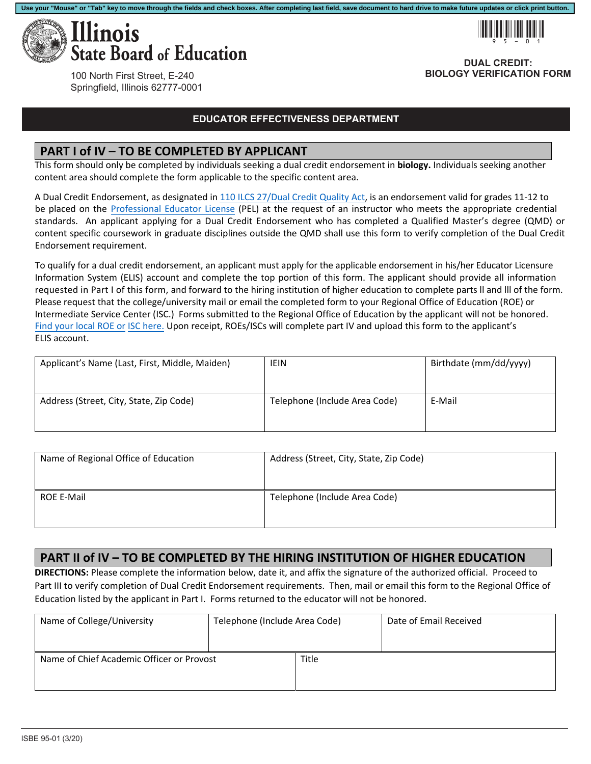Use your "Mouse" or "Tab" key to move through the fields and check boxes. After completing last field, save document to hard drive to make future updates or click print button.

# Illinois State Board of Education

100 North First Street, E-240
Springfield, Illinois 62777-0001

95-01

**DUAL CREDIT: BIOLOGY VERIFICATION FORM**

**EDUCATOR EFFECTIVENESS DEPARTMENT**

## PART I of IV – TO BE COMPLETED BY APPLICANT

This form should only be completed by individuals seeking a dual credit endorsement in **biology.** Individuals seeking another content area should complete the form applicable to the specific content area.

A Dual Credit Endorsement, as designated in 110 ILCS 27/Dual Credit Quality Act, is an endorsement valid for grades 11-12 to be placed on the Professional Educator License (PEL) at the request of an instructor who meets the appropriate credential standards. An applicant applying for a Dual Credit Endorsement who has completed a Qualified Master's degree (QMD) or content specific coursework in graduate disciplines outside the QMD shall use this form to verify completion of the Dual Credit Endorsement requirement.

To qualify for a dual credit endorsement, an applicant must apply for the applicable endorsement in his/her Educator Licensure Information System (ELIS) account and complete the top portion of this form. The applicant should provide all information requested in Part I of this form, and forward to the hiring institution of higher education to complete parts ll and lll of the form. Please request that the college/university mail or email the completed form to your Regional Office of Education (ROE) or Intermediate Service Center (ISC.) Forms submitted to the Regional Office of Education by the applicant will not be honored. Find your local ROE or ISC here. Upon receipt, ROEs/ISCs will complete part IV and upload this form to the applicant's ELIS account.

| Applicant's Name (Last, First, Middle, Maiden) | IEIN | Birthdate (mm/dd/yyyy) |
|---|---|---|
| Address (Street, City, State, Zip Code) | Telephone (Include Area Code) | E-Mail |

| Name of Regional Office of Education | Address (Street, City, State, Zip Code) |
|---|---|
| ROE E-Mail | Telephone (Include Area Code) |

## PART II of IV – TO BE COMPLETED BY THE HIRING INSTITUTION OF HIGHER EDUCATION

**DIRECTIONS:** Please complete the information below, date it, and affix the signature of the authorized official. Proceed to Part III to verify completion of Dual Credit Endorsement requirements. Then, mail or email this form to the Regional Office of Education listed by the applicant in Part I. Forms returned to the educator will not be honored.

| Name of College/University | Telephone (Include Area Code) | Date of Email Received |
|---|---|---|
| Name of Chief Academic Officer or Provost | Title | |

ISBE 95-01 (3/20)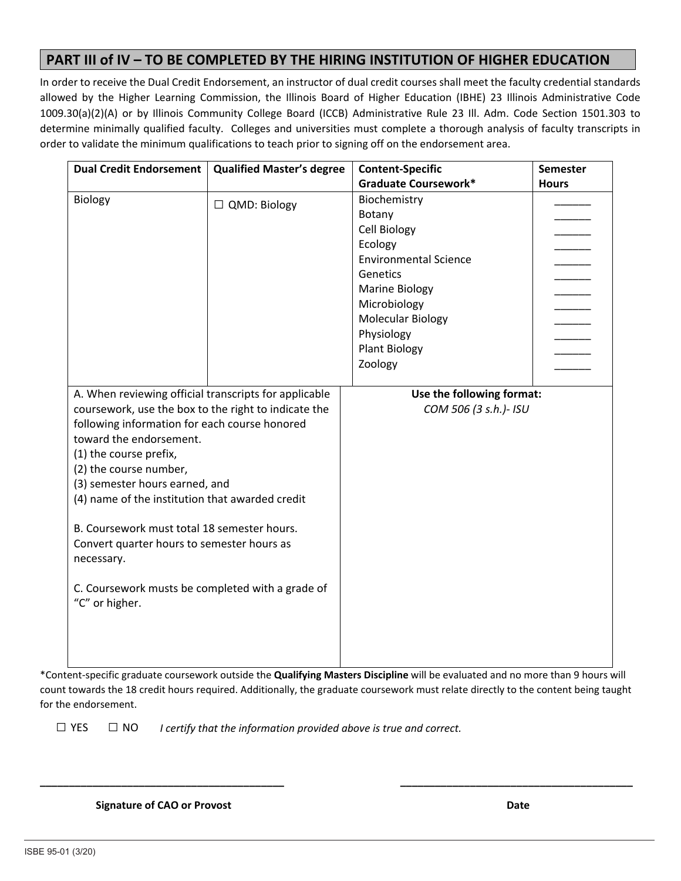## PART III of IV – TO BE COMPLETED BY THE HIRING INSTITUTION OF HIGHER EDUCATION

In order to receive the Dual Credit Endorsement, an instructor of dual credit courses shall meet the faculty credential standards allowed by the Higher Learning Commission, the Illinois Board of Higher Education (IBHE) 23 Illinois Administrative Code 1009.30(a)(2)(A) or by Illinois Community College Board (ICCB) Administrative Rule 23 Ill. Adm. Code Section 1501.303 to determine minimally qualified faculty. Colleges and universities must complete a thorough analysis of faculty transcripts in order to validate the minimum qualifications to teach prior to signing off on the endorsement area.

| Dual Credit Endorsement | Qualified Master's degree | Content-Specific Graduate Coursework* | Semester Hours |
|---|---|---|---|
| Biology | ☐ QMD: Biology | Biochemistry | ______ |
| | | Botany | ______ |
| | | Cell Biology | ______ |
| | | Ecology | ______ |
| | | Environmental Science | ______ |
| | | Genetics | ______ |
| | | Marine Biology | ______ |
| | | Microbiology | ______ |
| | | Molecular Biology | ______ |
| | | Physiology | ______ |
| | | Plant Biology | ______ |
| | | Zoology | ______ |

| Instructions | Use the following format: *COM 506 (3 s.h.)- ISU* |
|---|---|
| A. When reviewing official transcripts for applicable coursework, use the box to the right to indicate the following information for each course honored toward the endorsement.<br>(1) the course prefix,<br>(2) the course number,<br>(3) semester hours earned, and<br>(4) name of the institution that awarded credit<br><br>B. Coursework must total 18 semester hours. Convert quarter hours to semester hours as necessary.<br><br>C. Coursework musts be completed with a grade of "C" or higher. | |

*Content-specific graduate coursework outside the **Qualifying Masters Discipline** will be evaluated and no more than 9 hours will count towards the 18 credit hours required. Additionally, the graduate coursework must relate directly to the content being taught for the endorsement.

☐ YES ☐ NO *I certify that the information provided above is true and correct.*

_________________________________________ _________________________________________

**Signature of CAO or Provost** **Date**

ISBE 95-01 (3/20)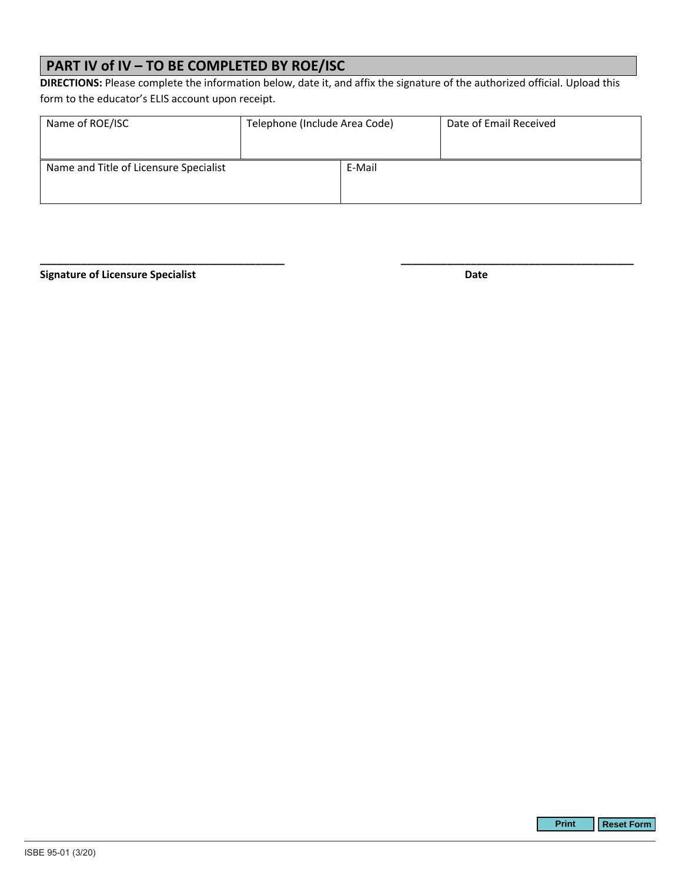## PART IV of IV – TO BE COMPLETED BY ROE/ISC

**DIRECTIONS:** Please complete the information below, date it, and affix the signature of the authorized official. Upload this form to the educator's ELIS account upon receipt.

| Name of ROE/ISC | Telephone (Include Area Code) | Date of Email Received |
|---|---|---|
| | | |

| Name and Title of Licensure Specialist | E-Mail |
|---|---|
| | |

\_\_\_\_\_\_\_\_\_\_\_\_\_\_\_\_\_\_\_\_\_\_\_\_\_\_\_\_\_\_\_\_\_\_\_\_\_\_\_\_\_\_ \_\_\_\_\_\_\_\_\_\_\_\_\_\_\_\_\_\_\_\_\_\_\_\_\_\_\_\_\_\_\_\_\_\_\_\_\_\_\_\_\_\_

**Signature of Licensure Specialist** **Date**

Print Reset Form

ISBE 95-01 (3/20)